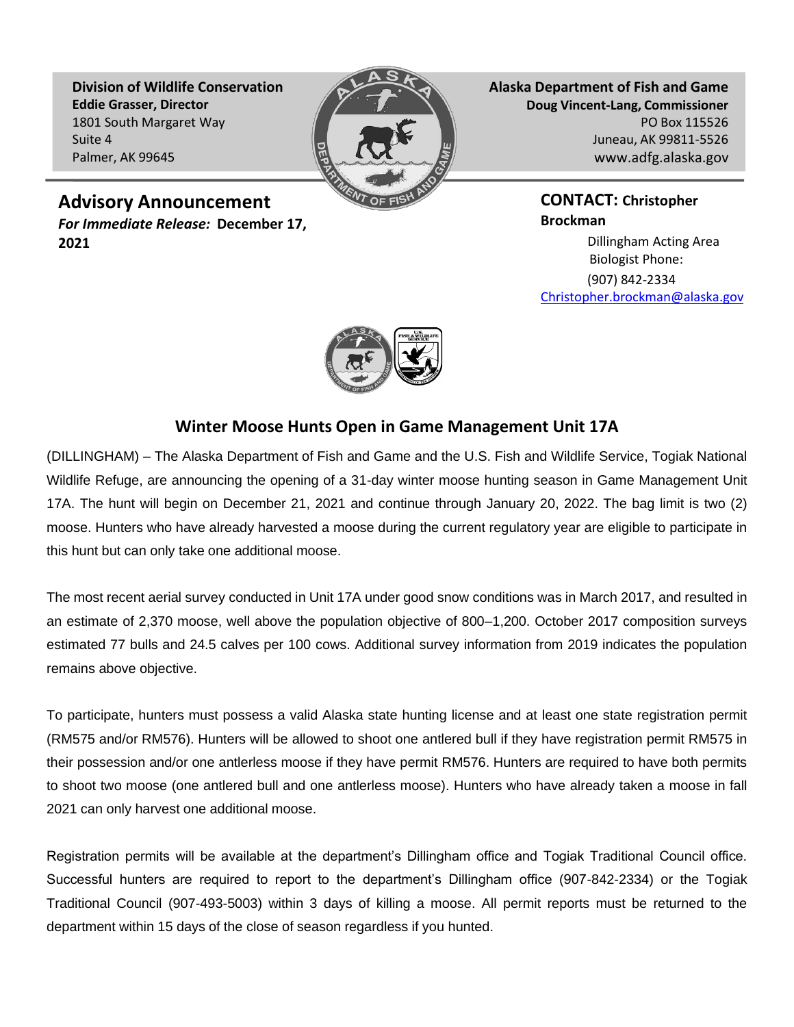**Division of Wildlife Conservation**
**Eddie Grasser, Director**
1801 South Margaret Way
Suite 4
Palmer, AK 99645

**Alaska Department of Fish and Game**
**Doug Vincent-Lang, Commissioner**
PO Box 115526
Juneau, AK 99811-5526
www.adfg.alaska.gov

## Advisory Announcement

***For Immediate Release:*** **December 17, 2021**

**CONTACT: Christopher Brockman**
Dillingham Acting Area Biologist Phone:
(907) 842-2334
Christopher.brockman@alaska.gov

# Winter Moose Hunts Open in Game Management Unit 17A

(DILLINGHAM) – The Alaska Department of Fish and Game and the U.S. Fish and Wildlife Service, Togiak National Wildlife Refuge, are announcing the opening of a 31-day winter moose hunting season in Game Management Unit 17A. The hunt will begin on December 21, 2021 and continue through January 20, 2022. The bag limit is two (2) moose. Hunters who have already harvested a moose during the current regulatory year are eligible to participate in this hunt but can only take one additional moose.

The most recent aerial survey conducted in Unit 17A under good snow conditions was in March 2017, and resulted in an estimate of 2,370 moose, well above the population objective of 800–1,200. October 2017 composition surveys estimated 77 bulls and 24.5 calves per 100 cows. Additional survey information from 2019 indicates the population remains above objective.

To participate, hunters must possess a valid Alaska state hunting license and at least one state registration permit (RM575 and/or RM576). Hunters will be allowed to shoot one antlered bull if they have registration permit RM575 in their possession and/or one antlerless moose if they have permit RM576. Hunters are required to have both permits to shoot two moose (one antlered bull and one antlerless moose). Hunters who have already taken a moose in fall 2021 can only harvest one additional moose.

Registration permits will be available at the department's Dillingham office and Togiak Traditional Council office. Successful hunters are required to report to the department's Dillingham office (907-842-2334) or the Togiak Traditional Council (907-493-5003) within 3 days of killing a moose. All permit reports must be returned to the department within 15 days of the close of season regardless if you hunted.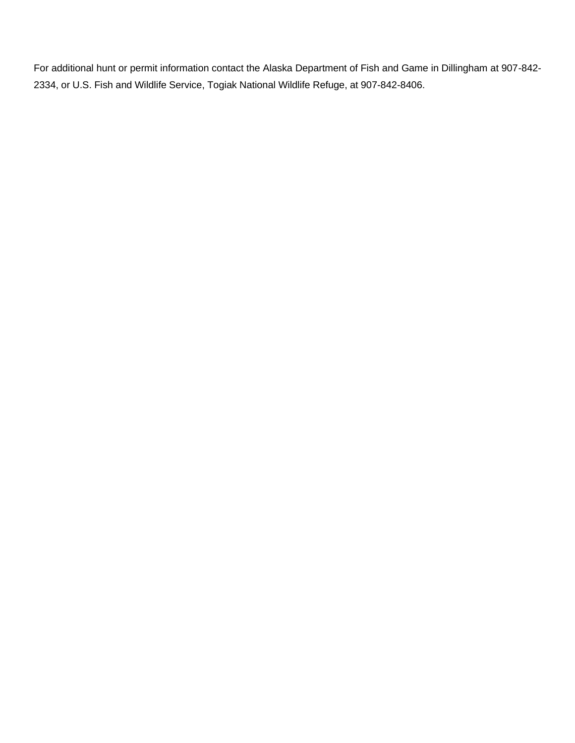For additional hunt or permit information contact the Alaska Department of Fish and Game in Dillingham at 907-842-2334, or U.S. Fish and Wildlife Service, Togiak National Wildlife Refuge, at 907-842-8406.